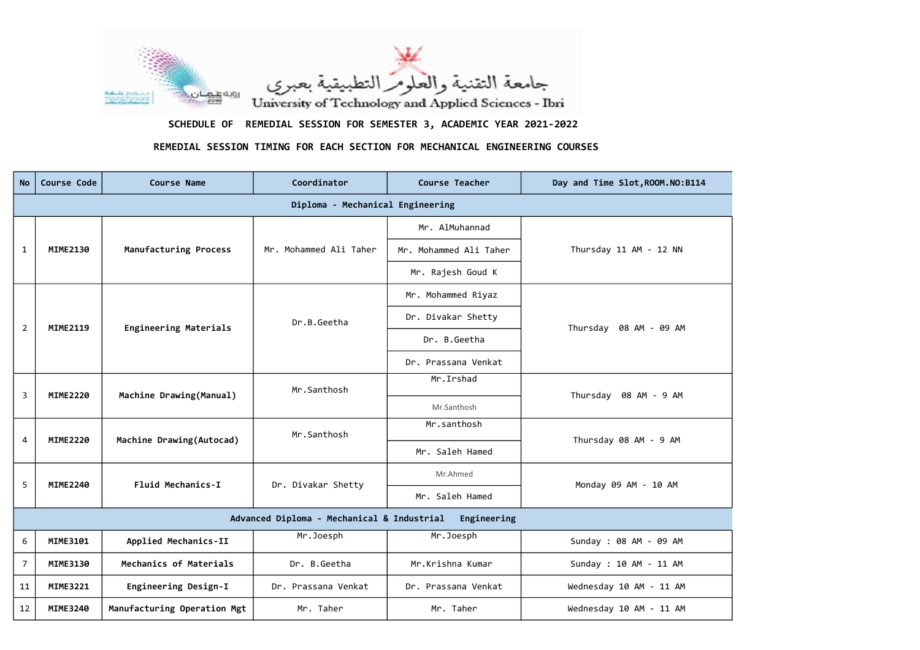جامعة التقنية والعلوم التطبيقية بعبري

University of Technology and Applied Sciences - Ibri

**SCHEDULE OF REMEDIAL SESSION FOR SEMESTER 3, ACADEMIC YEAR 2021-2022**

**REMEDIAL SESSION TIMING FOR EACH SECTION FOR MECHANICAL ENGINEERING COURSES**

| No | Course Code | Course Name | Coordinator | Course Teacher | Day and Time Slot,ROOM.NO:B114 |
|---|---|---|---|---|---|
| **Diploma - Mechanical Engineering** | | | | | |
| 1 | **MIME2130** | **Manufacturing Process** | Mr. Mohammed Ali Taher | Mr. AlMuhannad | Thursday 11 AM - 12 NN |
| | | | | Mr. Mohammed Ali Taher | |
| | | | | Mr. Rajesh Goud K | |
| 2 | **MIME2119** | **Engineering Materials** | Dr.B.Geetha | Mr. Mohammed Riyaz | Thursday 08 AM - 09 AM |
| | | | | Dr. Divakar Shetty | |
| | | | | Dr. B.Geetha | |
| | | | | Dr. Prassana Venkat | |
| 3 | **MIME2220** | **Machine Drawing(Manual)** | Mr.Santhosh | Mr.Irshad | Thursday 08 AM - 9 AM |
| | | | | Mr.Santhosh | |
| 4 | **MIME2220** | **Machine Drawing(Autocad)** | Mr.Santhosh | Mr.santhosh | Thursday 08 AM - 9 AM |
| | | | | Mr. Saleh Hamed | |
| 5 | **MIME2240** | **Fluid Mechanics-I** | Dr. Divakar Shetty | Mr.Ahmed | Monday 09 AM - 10 AM |
| | | | | Mr. Saleh Hamed | |
| **Advanced Diploma - Mechanical & Industrial Engineering** | | | | | |
| 6 | **MIME3101** | **Applied Mechanics-II** | Mr.Joesph | Mr.Joesph | Sunday : 08 AM - 09 AM |
| 7 | **MIME3130** | **Mechanics of Materials** | Dr. B.Geetha | Mr.Krishna Kumar | Sunday : 10 AM - 11 AM |
| 11 | **MIME3221** | **Engineering Design-I** | Dr. Prassana Venkat | Dr. Prassana Venkat | Wednesday 10 AM - 11 AM |
| 12 | **MIME3240** | **Manufacturing Operation Mgt** | Mr. Taher | Mr. Taher | Wednesday 10 AM - 11 AM |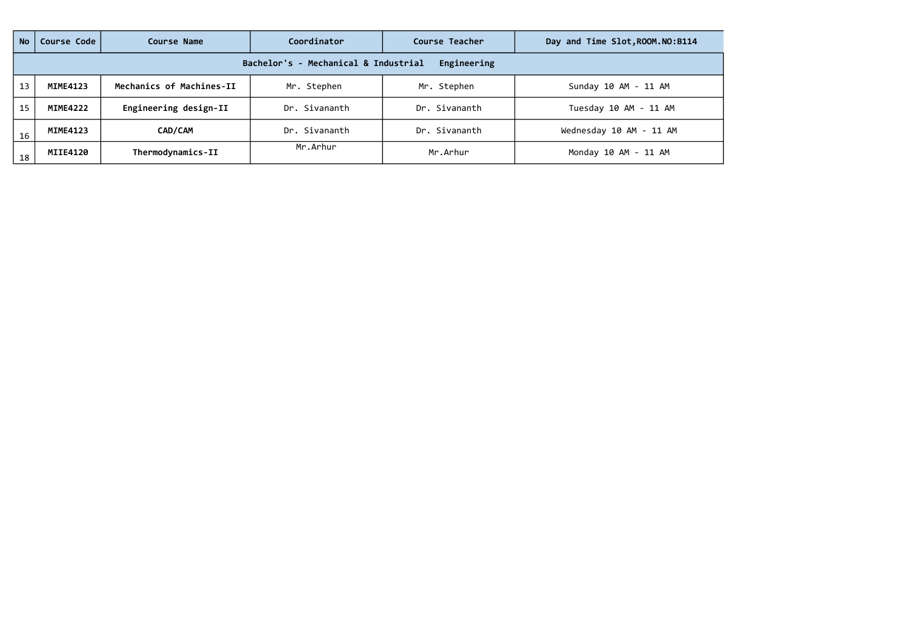| No | Course Code | Course Name | Coordinator | Course Teacher | Day and Time Slot,ROOM.NO:B114 |
|---|---|---|---|---|---|
| Bachelor's - Mechanical & Industrial Engineering | | | | | |
| 13 | **MIME4123** | **Mechanics of Machines-II** | Mr. Stephen | Mr. Stephen | Sunday 10 AM - 11 AM |
| 15 | **MIME4222** | **Engineering design-II** | Dr. Sivananth | Dr. Sivananth | Tuesday 10 AM - 11 AM |
| 16 | **MIME4123** | **CAD/CAM** | Dr. Sivananth | Dr. Sivananth | Wednesday 10 AM - 11 AM |
| 18 | **MIIE4120** | **Thermodynamics-II** | Mr.Arhur | Mr.Arhur | Monday 10 AM - 11 AM |